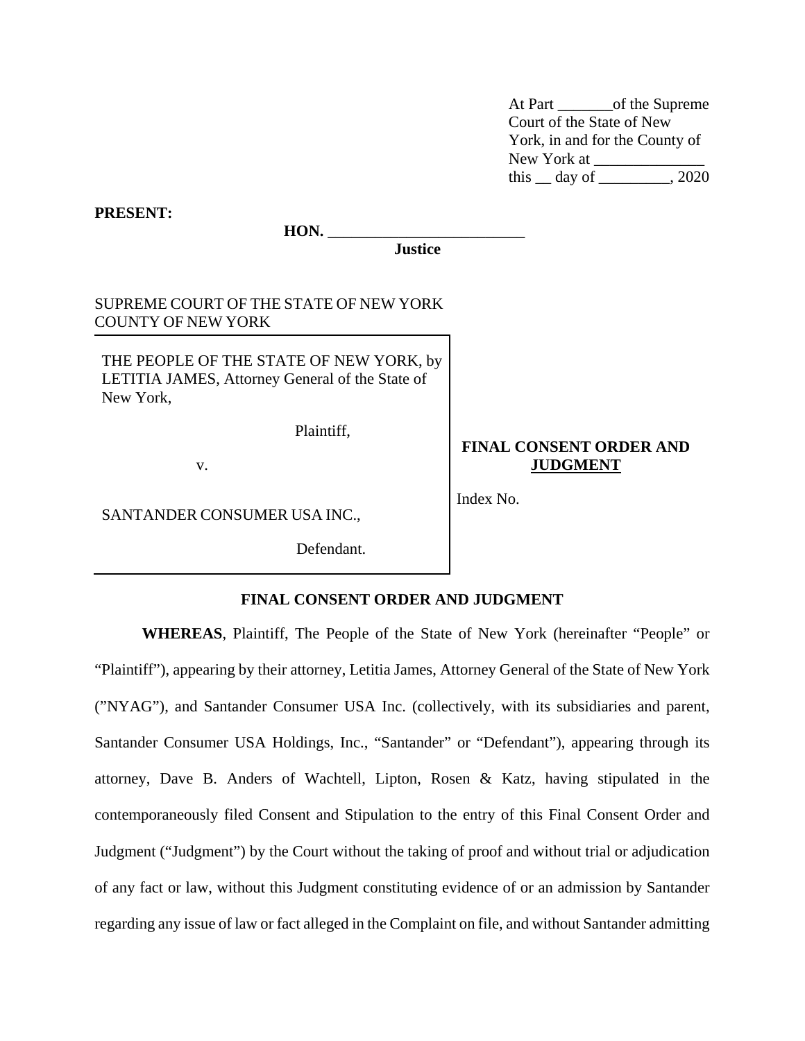At Part _______of the Supreme Court of the State of New York, in and for the County of New York at ______________ this __ day of _________, 2020

**PRESENT:**

**HON.** ________________________
**Justice**

SUPREME COURT OF THE STATE OF NEW YORK
COUNTY OF NEW YORK

THE PEOPLE OF THE STATE OF NEW YORK, by LETITIA JAMES, Attorney General of the State of New York,

Plaintiff,

v.

SANTANDER CONSUMER USA INC.,

Defendant.

**FINAL CONSENT ORDER AND JUDGMENT**

Index No.

**FINAL CONSENT ORDER AND JUDGMENT**

**WHEREAS**, Plaintiff, The People of the State of New York (hereinafter "People" or "Plaintiff"), appearing by their attorney, Letitia James, Attorney General of the State of New York ("NYAG"), and Santander Consumer USA Inc. (collectively, with its subsidiaries and parent, Santander Consumer USA Holdings, Inc., "Santander" or "Defendant"), appearing through its attorney, Dave B. Anders of Wachtell, Lipton, Rosen & Katz, having stipulated in the contemporaneously filed Consent and Stipulation to the entry of this Final Consent Order and Judgment ("Judgment") by the Court without the taking of proof and without trial or adjudication of any fact or law, without this Judgment constituting evidence of or an admission by Santander regarding any issue of law or fact alleged in the Complaint on file, and without Santander admitting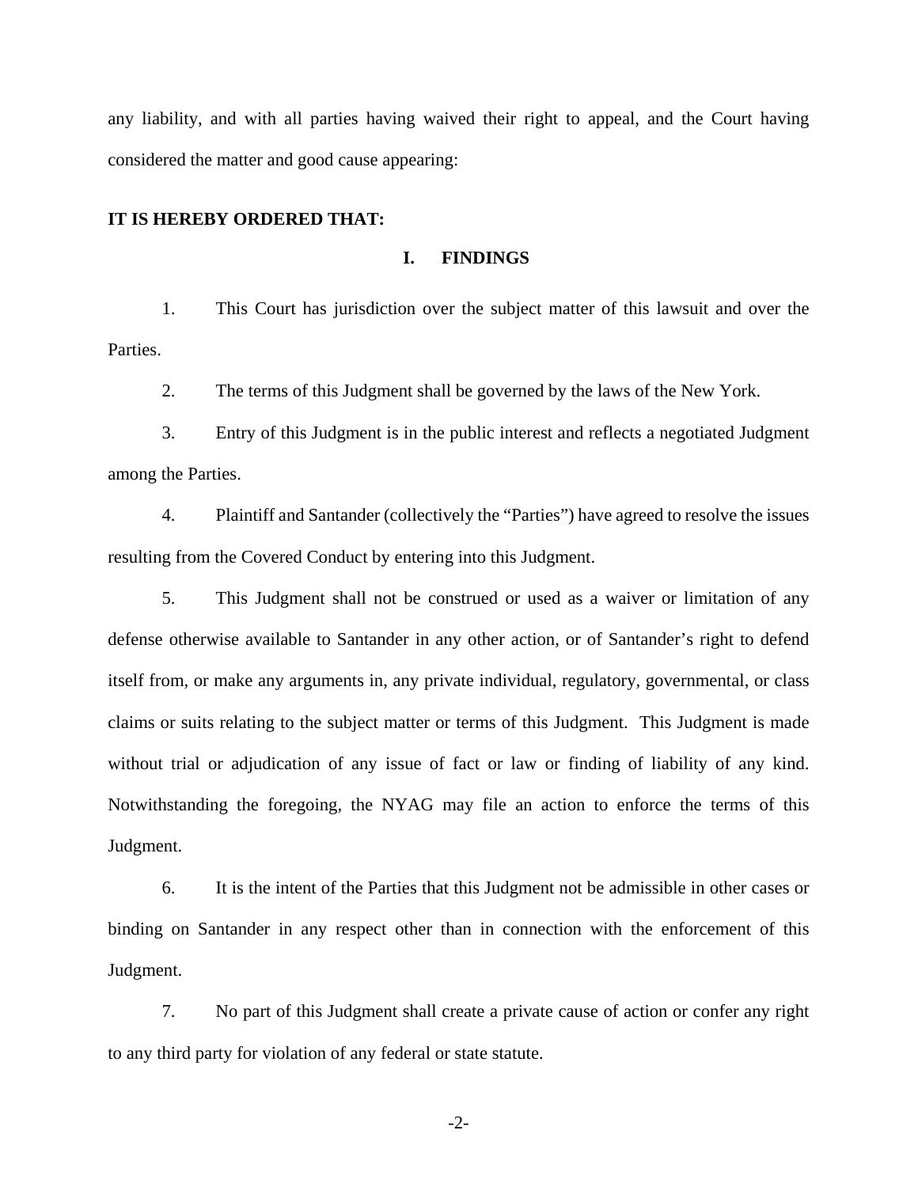any liability, and with all parties having waived their right to appeal, and the Court having considered the matter and good cause appearing:

**IT IS HEREBY ORDERED THAT:**

## I. FINDINGS

1. This Court has jurisdiction over the subject matter of this lawsuit and over the Parties.

2. The terms of this Judgment shall be governed by the laws of the New York.

3. Entry of this Judgment is in the public interest and reflects a negotiated Judgment among the Parties.

4. Plaintiff and Santander (collectively the "Parties") have agreed to resolve the issues resulting from the Covered Conduct by entering into this Judgment.

5. This Judgment shall not be construed or used as a waiver or limitation of any defense otherwise available to Santander in any other action, or of Santander's right to defend itself from, or make any arguments in, any private individual, regulatory, governmental, or class claims or suits relating to the subject matter or terms of this Judgment. This Judgment is made without trial or adjudication of any issue of fact or law or finding of liability of any kind. Notwithstanding the foregoing, the NYAG may file an action to enforce the terms of this Judgment.

6. It is the intent of the Parties that this Judgment not be admissible in other cases or binding on Santander in any respect other than in connection with the enforcement of this Judgment.

7. No part of this Judgment shall create a private cause of action or confer any right to any third party for violation of any federal or state statute.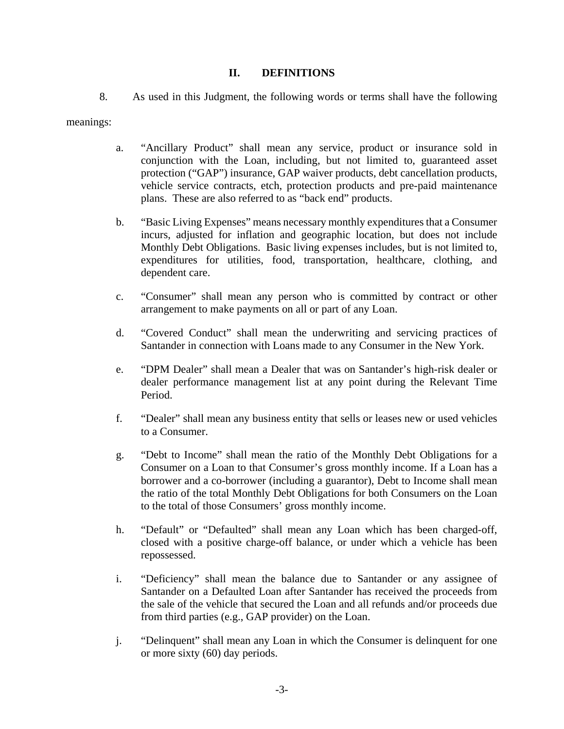## II. DEFINITIONS

8. As used in this Judgment, the following words or terms shall have the following meanings:

a. "Ancillary Product" shall mean any service, product or insurance sold in conjunction with the Loan, including, but not limited to, guaranteed asset protection ("GAP") insurance, GAP waiver products, debt cancellation products, vehicle service contracts, etch, protection products and pre-paid maintenance plans. These are also referred to as "back end" products.

b. "Basic Living Expenses" means necessary monthly expenditures that a Consumer incurs, adjusted for inflation and geographic location, but does not include Monthly Debt Obligations. Basic living expenses includes, but is not limited to, expenditures for utilities, food, transportation, healthcare, clothing, and dependent care.

c. "Consumer" shall mean any person who is committed by contract or other arrangement to make payments on all or part of any Loan.

d. "Covered Conduct" shall mean the underwriting and servicing practices of Santander in connection with Loans made to any Consumer in the New York.

e. "DPM Dealer" shall mean a Dealer that was on Santander's high-risk dealer or dealer performance management list at any point during the Relevant Time Period.

f. "Dealer" shall mean any business entity that sells or leases new or used vehicles to a Consumer.

g. "Debt to Income" shall mean the ratio of the Monthly Debt Obligations for a Consumer on a Loan to that Consumer's gross monthly income. If a Loan has a borrower and a co-borrower (including a guarantor), Debt to Income shall mean the ratio of the total Monthly Debt Obligations for both Consumers on the Loan to the total of those Consumers' gross monthly income.

h. "Default" or "Defaulted" shall mean any Loan which has been charged-off, closed with a positive charge-off balance, or under which a vehicle has been repossessed.

i. "Deficiency" shall mean the balance due to Santander or any assignee of Santander on a Defaulted Loan after Santander has received the proceeds from the sale of the vehicle that secured the Loan and all refunds and/or proceeds due from third parties (e.g., GAP provider) on the Loan.

j. "Delinquent" shall mean any Loan in which the Consumer is delinquent for one or more sixty (60) day periods.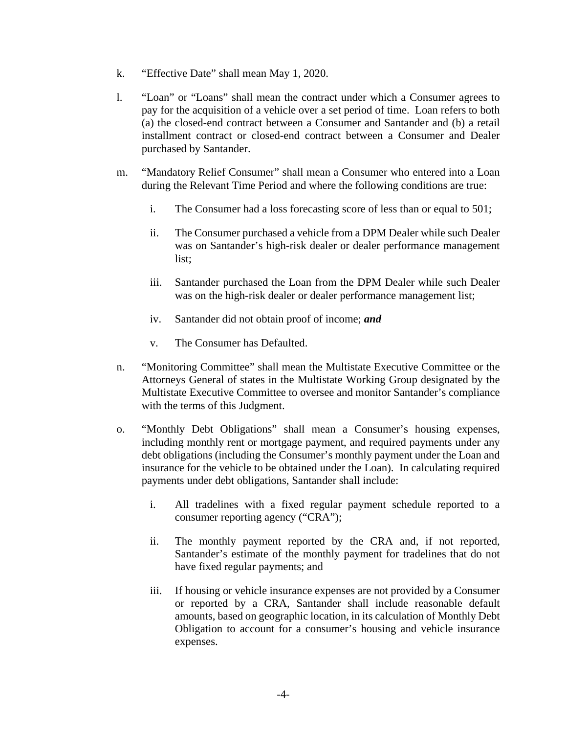k. "Effective Date" shall mean May 1, 2020.

l. "Loan" or "Loans" shall mean the contract under which a Consumer agrees to pay for the acquisition of a vehicle over a set period of time. Loan refers to both (a) the closed-end contract between a Consumer and Santander and (b) a retail installment contract or closed-end contract between a Consumer and Dealer purchased by Santander.

m. "Mandatory Relief Consumer" shall mean a Consumer who entered into a Loan during the Relevant Time Period and where the following conditions are true:

   i. The Consumer had a loss forecasting score of less than or equal to 501;

   ii. The Consumer purchased a vehicle from a DPM Dealer while such Dealer was on Santander's high-risk dealer or dealer performance management list;

   iii. Santander purchased the Loan from the DPM Dealer while such Dealer was on the high-risk dealer or dealer performance management list;

   iv. Santander did not obtain proof of income; ***and***

   v. The Consumer has Defaulted.

n. "Monitoring Committee" shall mean the Multistate Executive Committee or the Attorneys General of states in the Multistate Working Group designated by the Multistate Executive Committee to oversee and monitor Santander's compliance with the terms of this Judgment.

o. "Monthly Debt Obligations" shall mean a Consumer's housing expenses, including monthly rent or mortgage payment, and required payments under any debt obligations (including the Consumer's monthly payment under the Loan and insurance for the vehicle to be obtained under the Loan). In calculating required payments under debt obligations, Santander shall include:

   i. All tradelines with a fixed regular payment schedule reported to a consumer reporting agency ("CRA");

   ii. The monthly payment reported by the CRA and, if not reported, Santander's estimate of the monthly payment for tradelines that do not have fixed regular payments; and

   iii. If housing or vehicle insurance expenses are not provided by a Consumer or reported by a CRA, Santander shall include reasonable default amounts, based on geographic location, in its calculation of Monthly Debt Obligation to account for a consumer's housing and vehicle insurance expenses.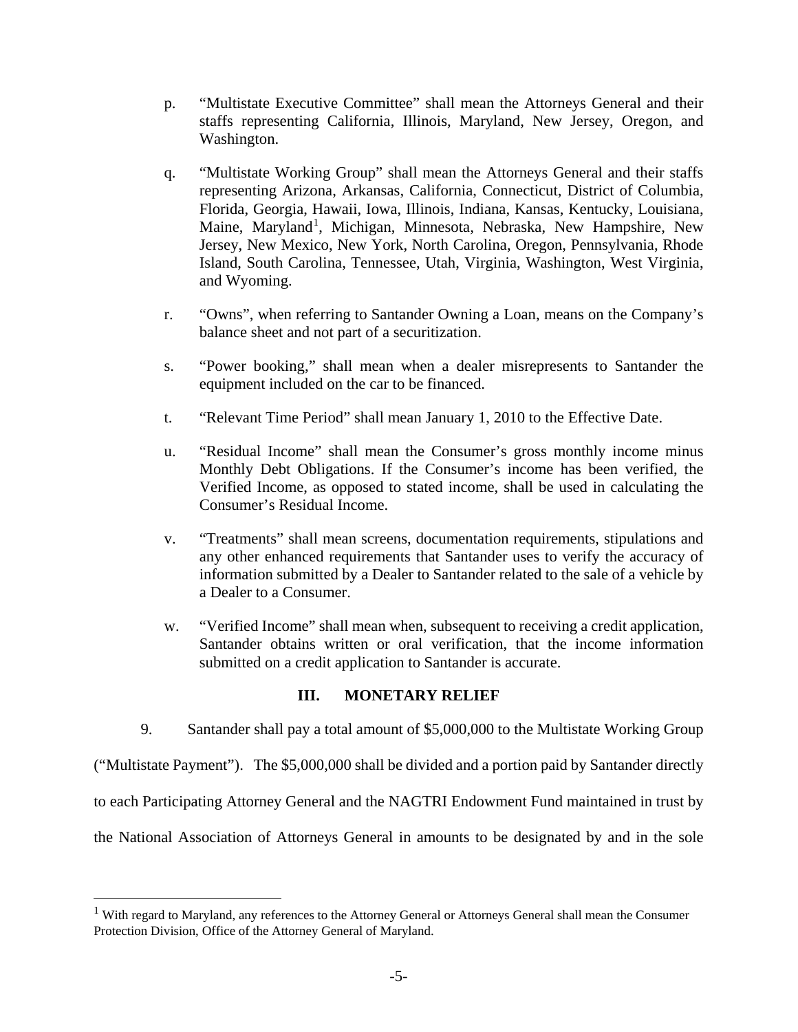p. "Multistate Executive Committee" shall mean the Attorneys General and their staffs representing California, Illinois, Maryland, New Jersey, Oregon, and Washington.

q. "Multistate Working Group" shall mean the Attorneys General and their staffs representing Arizona, Arkansas, California, Connecticut, District of Columbia, Florida, Georgia, Hawaii, Iowa, Illinois, Indiana, Kansas, Kentucky, Louisiana, Maine, Maryland[1], Michigan, Minnesota, Nebraska, New Hampshire, New Jersey, New Mexico, New York, North Carolina, Oregon, Pennsylvania, Rhode Island, South Carolina, Tennessee, Utah, Virginia, Washington, West Virginia, and Wyoming.

r. "Owns", when referring to Santander Owning a Loan, means on the Company's balance sheet and not part of a securitization.

s. "Power booking," shall mean when a dealer misrepresents to Santander the equipment included on the car to be financed.

t. "Relevant Time Period" shall mean January 1, 2010 to the Effective Date.

u. "Residual Income" shall mean the Consumer's gross monthly income minus Monthly Debt Obligations. If the Consumer's income has been verified, the Verified Income, as opposed to stated income, shall be used in calculating the Consumer's Residual Income.

v. "Treatments" shall mean screens, documentation requirements, stipulations and any other enhanced requirements that Santander uses to verify the accuracy of information submitted by a Dealer to Santander related to the sale of a vehicle by a Dealer to a Consumer.

w. "Verified Income" shall mean when, subsequent to receiving a credit application, Santander obtains written or oral verification, that the income information submitted on a credit application to Santander is accurate.

## III. MONETARY RELIEF

9. Santander shall pay a total amount of $5,000,000 to the Multistate Working Group ("Multistate Payment"). The $5,000,000 shall be divided and a portion paid by Santander directly to each Participating Attorney General and the NAGTRI Endowment Fund maintained in trust by the National Association of Attorneys General in amounts to be designated by and in the sole

[1] With regard to Maryland, any references to the Attorney General or Attorneys General shall mean the Consumer Protection Division, Office of the Attorney General of Maryland.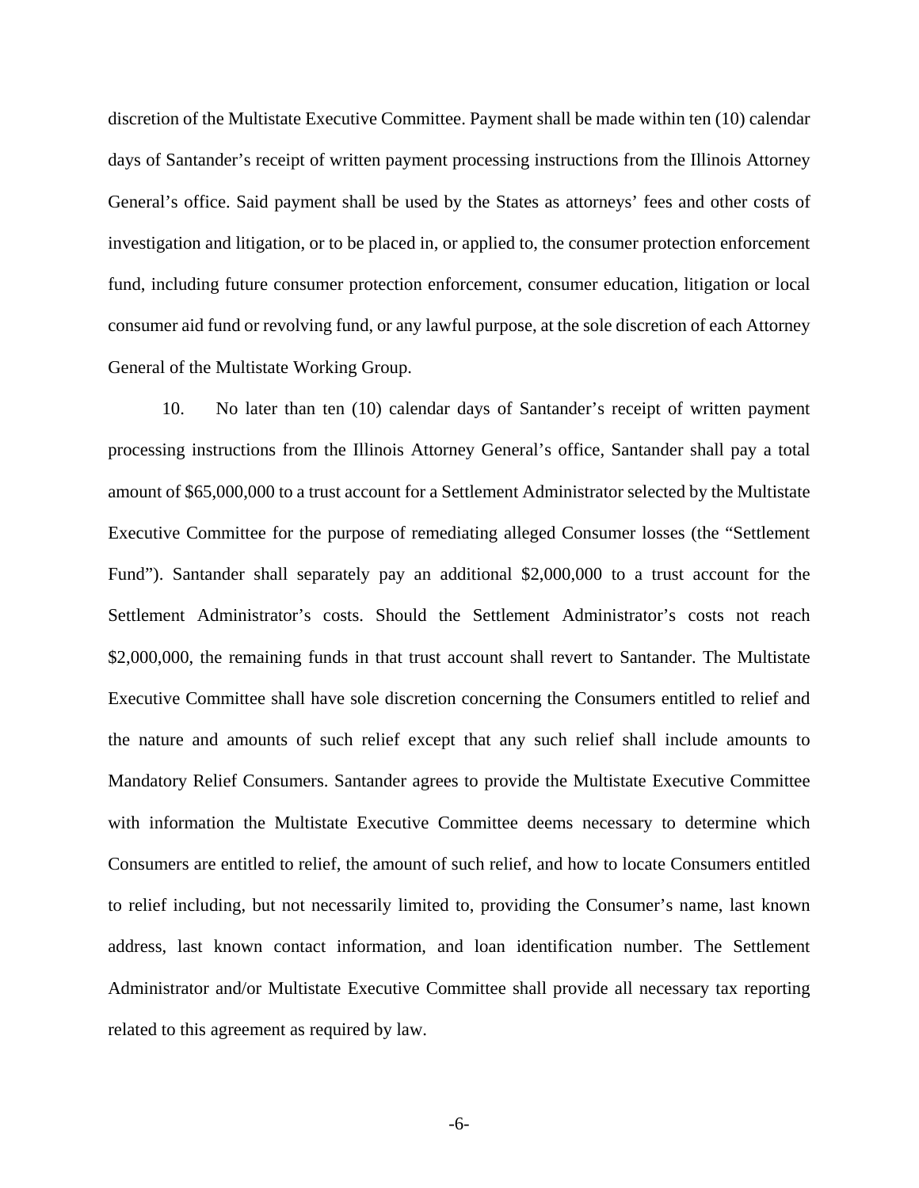discretion of the Multistate Executive Committee. Payment shall be made within ten (10) calendar days of Santander's receipt of written payment processing instructions from the Illinois Attorney General's office. Said payment shall be used by the States as attorneys' fees and other costs of investigation and litigation, or to be placed in, or applied to, the consumer protection enforcement fund, including future consumer protection enforcement, consumer education, litigation or local consumer aid fund or revolving fund, or any lawful purpose, at the sole discretion of each Attorney General of the Multistate Working Group.

10. No later than ten (10) calendar days of Santander's receipt of written payment processing instructions from the Illinois Attorney General's office, Santander shall pay a total amount of $65,000,000 to a trust account for a Settlement Administrator selected by the Multistate Executive Committee for the purpose of remediating alleged Consumer losses (the "Settlement Fund"). Santander shall separately pay an additional $2,000,000 to a trust account for the Settlement Administrator's costs. Should the Settlement Administrator's costs not reach $2,000,000, the remaining funds in that trust account shall revert to Santander. The Multistate Executive Committee shall have sole discretion concerning the Consumers entitled to relief and the nature and amounts of such relief except that any such relief shall include amounts to Mandatory Relief Consumers. Santander agrees to provide the Multistate Executive Committee with information the Multistate Executive Committee deems necessary to determine which Consumers are entitled to relief, the amount of such relief, and how to locate Consumers entitled to relief including, but not necessarily limited to, providing the Consumer's name, last known address, last known contact information, and loan identification number. The Settlement Administrator and/or Multistate Executive Committee shall provide all necessary tax reporting related to this agreement as required by law.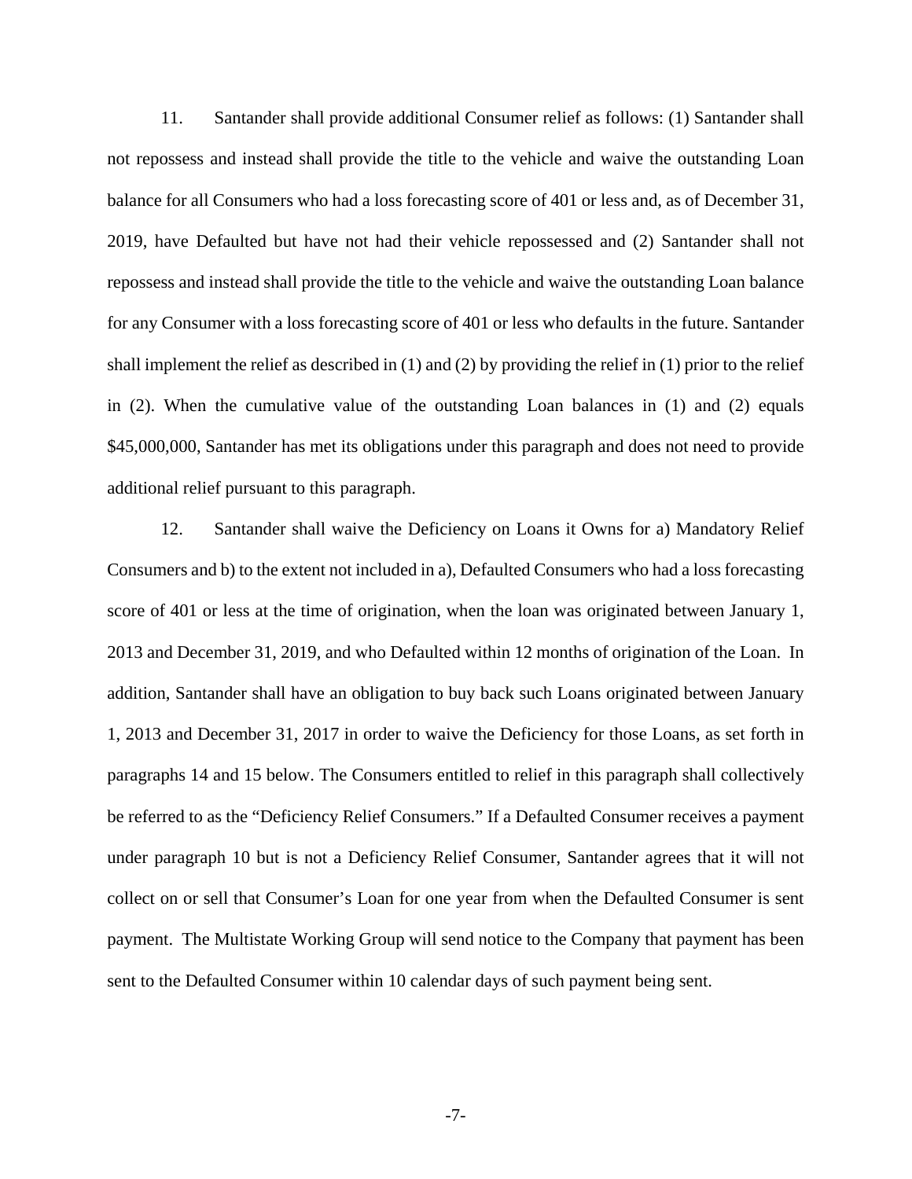11. Santander shall provide additional Consumer relief as follows: (1) Santander shall not repossess and instead shall provide the title to the vehicle and waive the outstanding Loan balance for all Consumers who had a loss forecasting score of 401 or less and, as of December 31, 2019, have Defaulted but have not had their vehicle repossessed and (2) Santander shall not repossess and instead shall provide the title to the vehicle and waive the outstanding Loan balance for any Consumer with a loss forecasting score of 401 or less who defaults in the future. Santander shall implement the relief as described in (1) and (2) by providing the relief in (1) prior to the relief in (2). When the cumulative value of the outstanding Loan balances in (1) and (2) equals $45,000,000, Santander has met its obligations under this paragraph and does not need to provide additional relief pursuant to this paragraph.

12. Santander shall waive the Deficiency on Loans it Owns for a) Mandatory Relief Consumers and b) to the extent not included in a), Defaulted Consumers who had a loss forecasting score of 401 or less at the time of origination, when the loan was originated between January 1, 2013 and December 31, 2019, and who Defaulted within 12 months of origination of the Loan. In addition, Santander shall have an obligation to buy back such Loans originated between January 1, 2013 and December 31, 2017 in order to waive the Deficiency for those Loans, as set forth in paragraphs 14 and 15 below. The Consumers entitled to relief in this paragraph shall collectively be referred to as the "Deficiency Relief Consumers." If a Defaulted Consumer receives a payment under paragraph 10 but is not a Deficiency Relief Consumer, Santander agrees that it will not collect on or sell that Consumer's Loan for one year from when the Defaulted Consumer is sent payment. The Multistate Working Group will send notice to the Company that payment has been sent to the Defaulted Consumer within 10 calendar days of such payment being sent.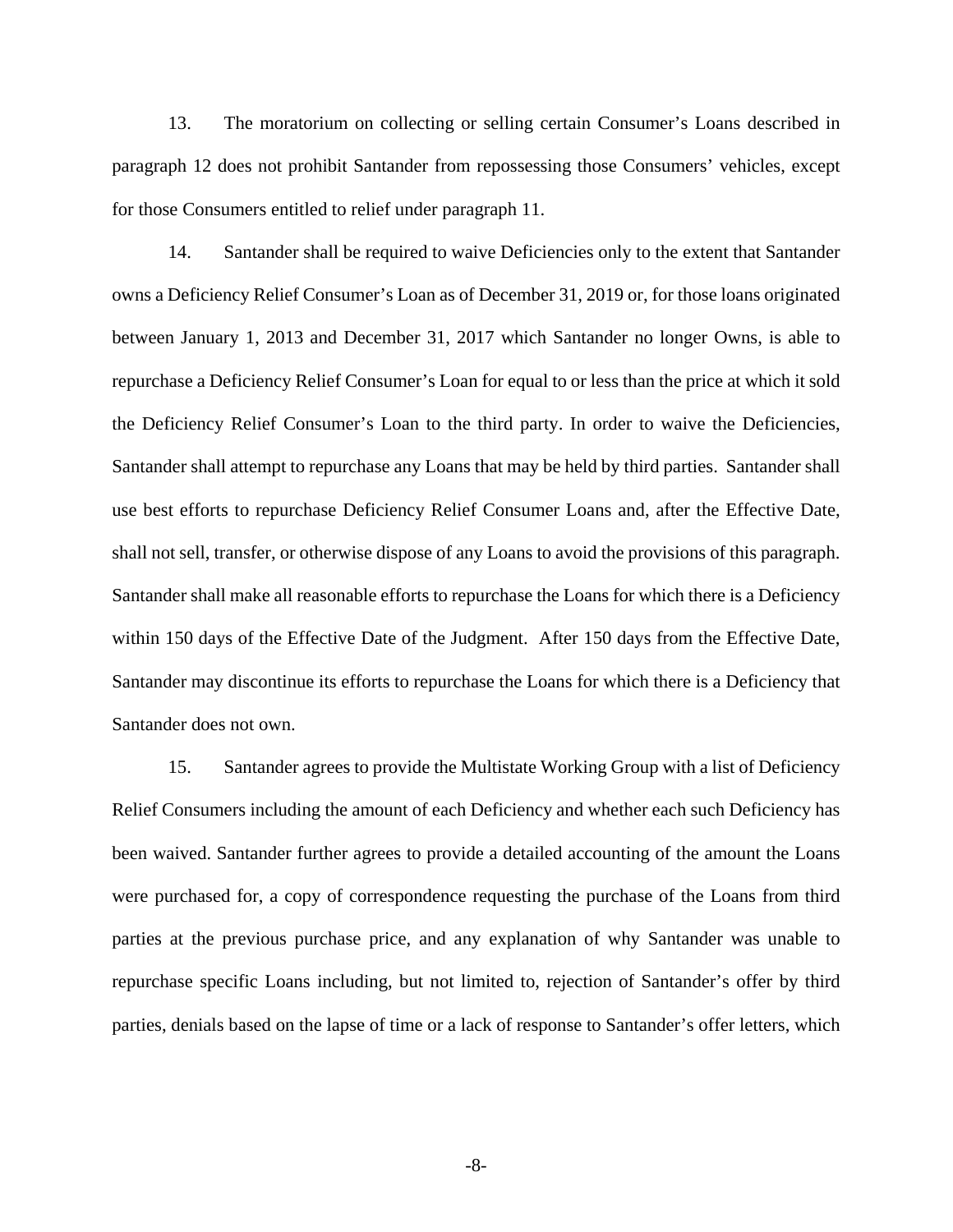13. The moratorium on collecting or selling certain Consumer's Loans described in paragraph 12 does not prohibit Santander from repossessing those Consumers' vehicles, except for those Consumers entitled to relief under paragraph 11.

14. Santander shall be required to waive Deficiencies only to the extent that Santander owns a Deficiency Relief Consumer's Loan as of December 31, 2019 or, for those loans originated between January 1, 2013 and December 31, 2017 which Santander no longer Owns, is able to repurchase a Deficiency Relief Consumer's Loan for equal to or less than the price at which it sold the Deficiency Relief Consumer's Loan to the third party. In order to waive the Deficiencies, Santander shall attempt to repurchase any Loans that may be held by third parties. Santander shall use best efforts to repurchase Deficiency Relief Consumer Loans and, after the Effective Date, shall not sell, transfer, or otherwise dispose of any Loans to avoid the provisions of this paragraph. Santander shall make all reasonable efforts to repurchase the Loans for which there is a Deficiency within 150 days of the Effective Date of the Judgment. After 150 days from the Effective Date, Santander may discontinue its efforts to repurchase the Loans for which there is a Deficiency that Santander does not own.

15. Santander agrees to provide the Multistate Working Group with a list of Deficiency Relief Consumers including the amount of each Deficiency and whether each such Deficiency has been waived. Santander further agrees to provide a detailed accounting of the amount the Loans were purchased for, a copy of correspondence requesting the purchase of the Loans from third parties at the previous purchase price, and any explanation of why Santander was unable to repurchase specific Loans including, but not limited to, rejection of Santander's offer by third parties, denials based on the lapse of time or a lack of response to Santander's offer letters, which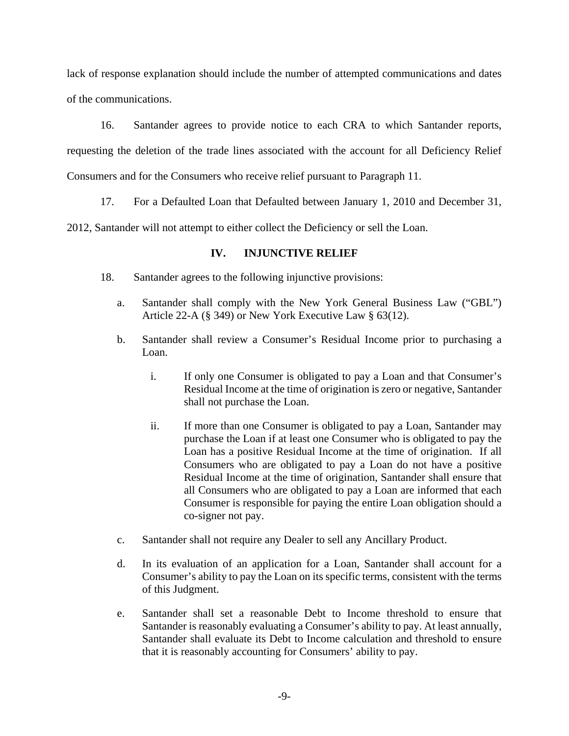lack of response explanation should include the number of attempted communications and dates of the communications.

16. Santander agrees to provide notice to each CRA to which Santander reports, requesting the deletion of the trade lines associated with the account for all Deficiency Relief Consumers and for the Consumers who receive relief pursuant to Paragraph 11.

17. For a Defaulted Loan that Defaulted between January 1, 2010 and December 31, 2012, Santander will not attempt to either collect the Deficiency or sell the Loan.

## IV. INJUNCTIVE RELIEF

18. Santander agrees to the following injunctive provisions:

a. Santander shall comply with the New York General Business Law ("GBL") Article 22-A (§ 349) or New York Executive Law § 63(12).

b. Santander shall review a Consumer's Residual Income prior to purchasing a Loan.

i. If only one Consumer is obligated to pay a Loan and that Consumer's Residual Income at the time of origination is zero or negative, Santander shall not purchase the Loan.

ii. If more than one Consumer is obligated to pay a Loan, Santander may purchase the Loan if at least one Consumer who is obligated to pay the Loan has a positive Residual Income at the time of origination. If all Consumers who are obligated to pay a Loan do not have a positive Residual Income at the time of origination, Santander shall ensure that all Consumers who are obligated to pay a Loan are informed that each Consumer is responsible for paying the entire Loan obligation should a co-signer not pay.

c. Santander shall not require any Dealer to sell any Ancillary Product.

d. In its evaluation of an application for a Loan, Santander shall account for a Consumer's ability to pay the Loan on its specific terms, consistent with the terms of this Judgment.

e. Santander shall set a reasonable Debt to Income threshold to ensure that Santander is reasonably evaluating a Consumer's ability to pay. At least annually, Santander shall evaluate its Debt to Income calculation and threshold to ensure that it is reasonably accounting for Consumers' ability to pay.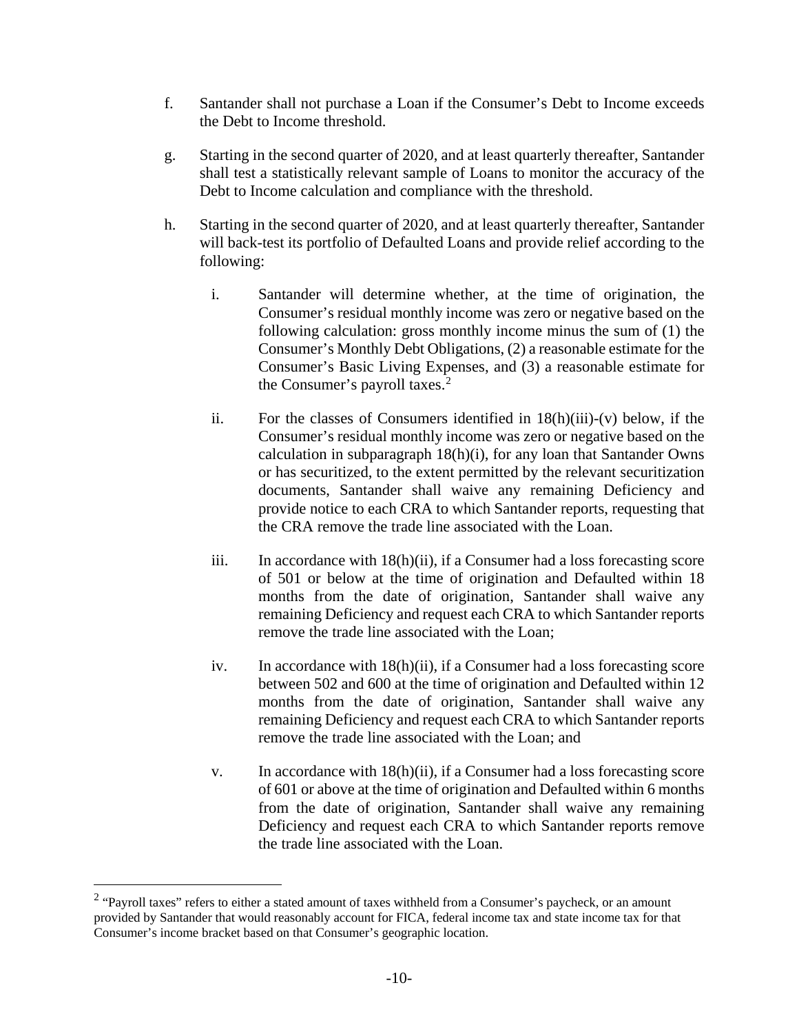f. Santander shall not purchase a Loan if the Consumer's Debt to Income exceeds the Debt to Income threshold.

g. Starting in the second quarter of 2020, and at least quarterly thereafter, Santander shall test a statistically relevant sample of Loans to monitor the accuracy of the Debt to Income calculation and compliance with the threshold.

h. Starting in the second quarter of 2020, and at least quarterly thereafter, Santander will back-test its portfolio of Defaulted Loans and provide relief according to the following:

   i. Santander will determine whether, at the time of origination, the Consumer's residual monthly income was zero or negative based on the following calculation: gross monthly income minus the sum of (1) the Consumer's Monthly Debt Obligations, (2) a reasonable estimate for the Consumer's Basic Living Expenses, and (3) a reasonable estimate for the Consumer's payroll taxes.[2]

   ii. For the classes of Consumers identified in 18(h)(iii)-(v) below, if the Consumer's residual monthly income was zero or negative based on the calculation in subparagraph 18(h)(i), for any loan that Santander Owns or has securitized, to the extent permitted by the relevant securitization documents, Santander shall waive any remaining Deficiency and provide notice to each CRA to which Santander reports, requesting that the CRA remove the trade line associated with the Loan.

   iii. In accordance with 18(h)(ii), if a Consumer had a loss forecasting score of 501 or below at the time of origination and Defaulted within 18 months from the date of origination, Santander shall waive any remaining Deficiency and request each CRA to which Santander reports remove the trade line associated with the Loan;

   iv. In accordance with 18(h)(ii), if a Consumer had a loss forecasting score between 502 and 600 at the time of origination and Defaulted within 12 months from the date of origination, Santander shall waive any remaining Deficiency and request each CRA to which Santander reports remove the trade line associated with the Loan; and

   v. In accordance with 18(h)(ii), if a Consumer had a loss forecasting score of 601 or above at the time of origination and Defaulted within 6 months from the date of origination, Santander shall waive any remaining Deficiency and request each CRA to which Santander reports remove the trade line associated with the Loan.

---

[2] "Payroll taxes" refers to either a stated amount of taxes withheld from a Consumer's paycheck, or an amount provided by Santander that would reasonably account for FICA, federal income tax and state income tax for that Consumer's income bracket based on that Consumer's geographic location.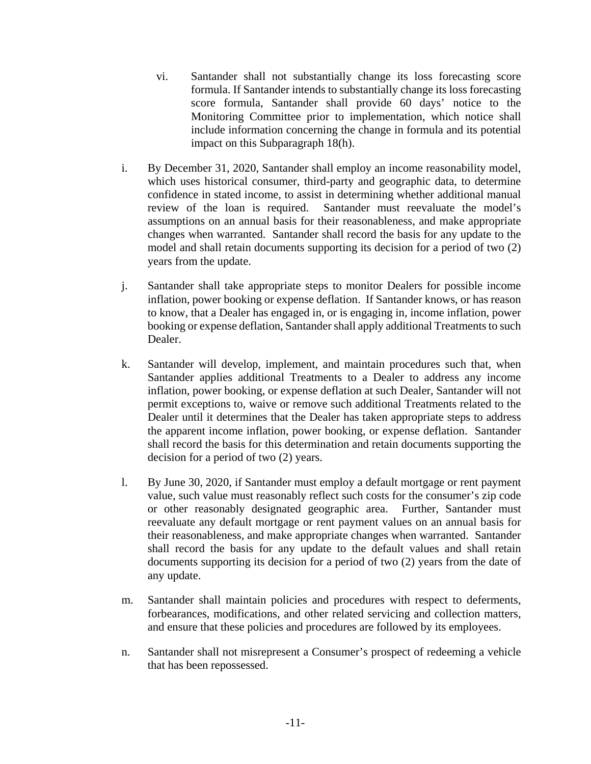vi. Santander shall not substantially change its loss forecasting score formula. If Santander intends to substantially change its loss forecasting score formula, Santander shall provide 60 days' notice to the Monitoring Committee prior to implementation, which notice shall include information concerning the change in formula and its potential impact on this Subparagraph 18(h).

i. By December 31, 2020, Santander shall employ an income reasonability model, which uses historical consumer, third-party and geographic data, to determine confidence in stated income, to assist in determining whether additional manual review of the loan is required. Santander must reevaluate the model's assumptions on an annual basis for their reasonableness, and make appropriate changes when warranted. Santander shall record the basis for any update to the model and shall retain documents supporting its decision for a period of two (2) years from the update.

j. Santander shall take appropriate steps to monitor Dealers for possible income inflation, power booking or expense deflation. If Santander knows, or has reason to know, that a Dealer has engaged in, or is engaging in, income inflation, power booking or expense deflation, Santander shall apply additional Treatments to such Dealer.

k. Santander will develop, implement, and maintain procedures such that, when Santander applies additional Treatments to a Dealer to address any income inflation, power booking, or expense deflation at such Dealer, Santander will not permit exceptions to, waive or remove such additional Treatments related to the Dealer until it determines that the Dealer has taken appropriate steps to address the apparent income inflation, power booking, or expense deflation. Santander shall record the basis for this determination and retain documents supporting the decision for a period of two (2) years.

l. By June 30, 2020, if Santander must employ a default mortgage or rent payment value, such value must reasonably reflect such costs for the consumer's zip code or other reasonably designated geographic area. Further, Santander must reevaluate any default mortgage or rent payment values on an annual basis for their reasonableness, and make appropriate changes when warranted. Santander shall record the basis for any update to the default values and shall retain documents supporting its decision for a period of two (2) years from the date of any update.

m. Santander shall maintain policies and procedures with respect to deferments, forbearances, modifications, and other related servicing and collection matters, and ensure that these policies and procedures are followed by its employees.

n. Santander shall not misrepresent a Consumer's prospect of redeeming a vehicle that has been repossessed.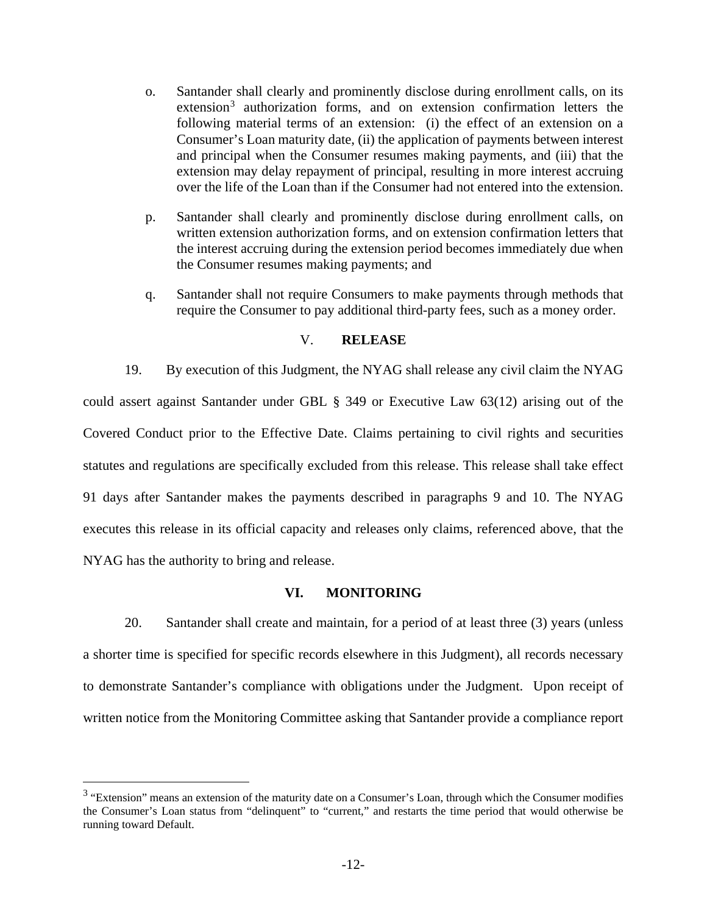o. Santander shall clearly and prominently disclose during enrollment calls, on its extension[3] authorization forms, and on extension confirmation letters the following material terms of an extension: (i) the effect of an extension on a Consumer's Loan maturity date, (ii) the application of payments between interest and principal when the Consumer resumes making payments, and (iii) that the extension may delay repayment of principal, resulting in more interest accruing over the life of the Loan than if the Consumer had not entered into the extension.

p. Santander shall clearly and prominently disclose during enrollment calls, on written extension authorization forms, and on extension confirmation letters that the interest accruing during the extension period becomes immediately due when the Consumer resumes making payments; and

q. Santander shall not require Consumers to make payments through methods that require the Consumer to pay additional third-party fees, such as a money order.

## V. RELEASE

19. By execution of this Judgment, the NYAG shall release any civil claim the NYAG could assert against Santander under GBL § 349 or Executive Law 63(12) arising out of the Covered Conduct prior to the Effective Date. Claims pertaining to civil rights and securities statutes and regulations are specifically excluded from this release. This release shall take effect 91 days after Santander makes the payments described in paragraphs 9 and 10. The NYAG executes this release in its official capacity and releases only claims, referenced above, that the NYAG has the authority to bring and release.

## VI. MONITORING

20. Santander shall create and maintain, for a period of at least three (3) years (unless a shorter time is specified for specific records elsewhere in this Judgment), all records necessary to demonstrate Santander's compliance with obligations under the Judgment. Upon receipt of written notice from the Monitoring Committee asking that Santander provide a compliance report

---

[3] "Extension" means an extension of the maturity date on a Consumer's Loan, through which the Consumer modifies the Consumer's Loan status from "delinquent" to "current," and restarts the time period that would otherwise be running toward Default.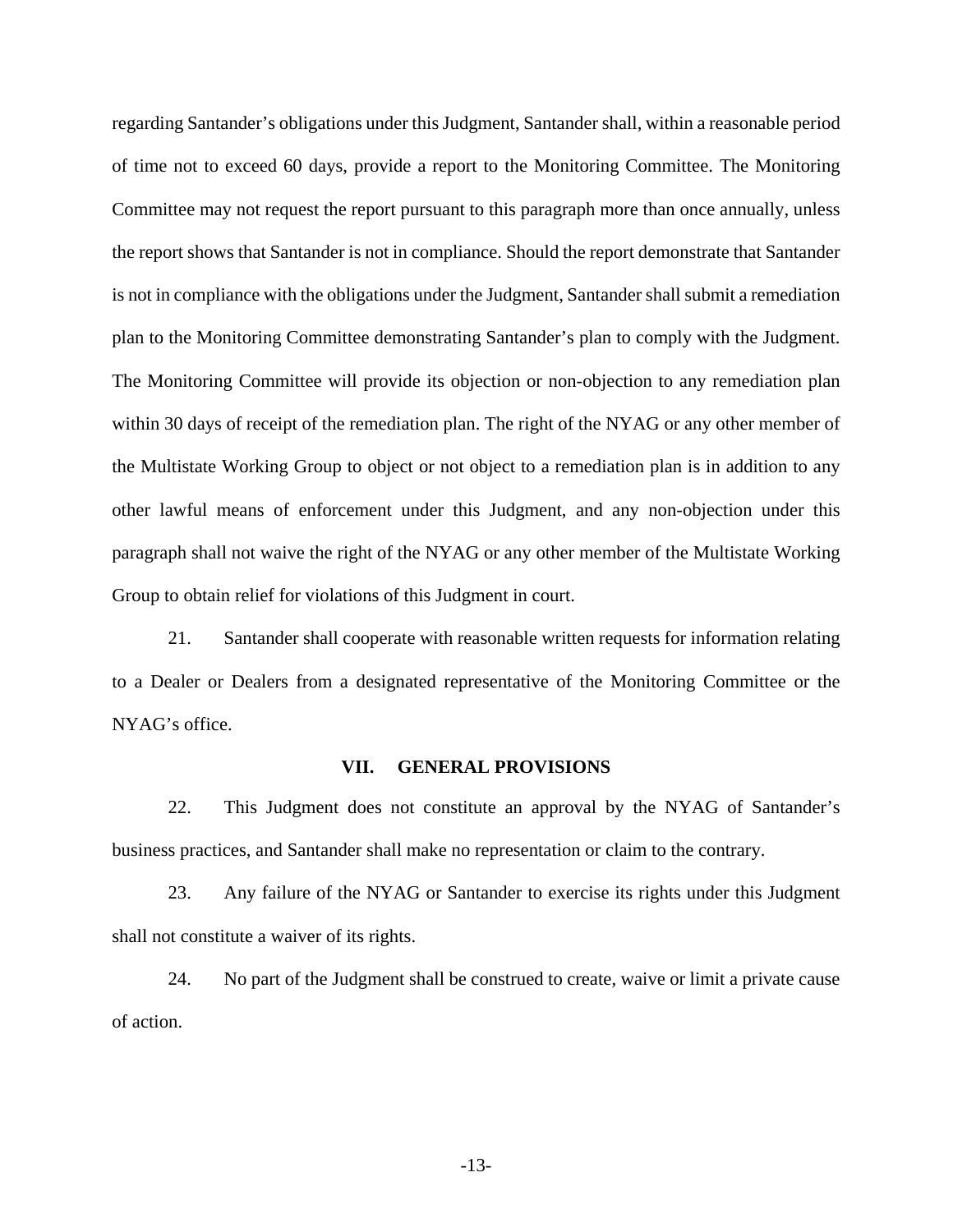regarding Santander's obligations under this Judgment, Santander shall, within a reasonable period of time not to exceed 60 days, provide a report to the Monitoring Committee. The Monitoring Committee may not request the report pursuant to this paragraph more than once annually, unless the report shows that Santander is not in compliance. Should the report demonstrate that Santander is not in compliance with the obligations under the Judgment, Santander shall submit a remediation plan to the Monitoring Committee demonstrating Santander's plan to comply with the Judgment. The Monitoring Committee will provide its objection or non-objection to any remediation plan within 30 days of receipt of the remediation plan. The right of the NYAG or any other member of the Multistate Working Group to object or not object to a remediation plan is in addition to any other lawful means of enforcement under this Judgment, and any non-objection under this paragraph shall not waive the right of the NYAG or any other member of the Multistate Working Group to obtain relief for violations of this Judgment in court.

21. Santander shall cooperate with reasonable written requests for information relating to a Dealer or Dealers from a designated representative of the Monitoring Committee or the NYAG's office.

## VII. GENERAL PROVISIONS

22. This Judgment does not constitute an approval by the NYAG of Santander's business practices, and Santander shall make no representation or claim to the contrary.

23. Any failure of the NYAG or Santander to exercise its rights under this Judgment shall not constitute a waiver of its rights.

24. No part of the Judgment shall be construed to create, waive or limit a private cause of action.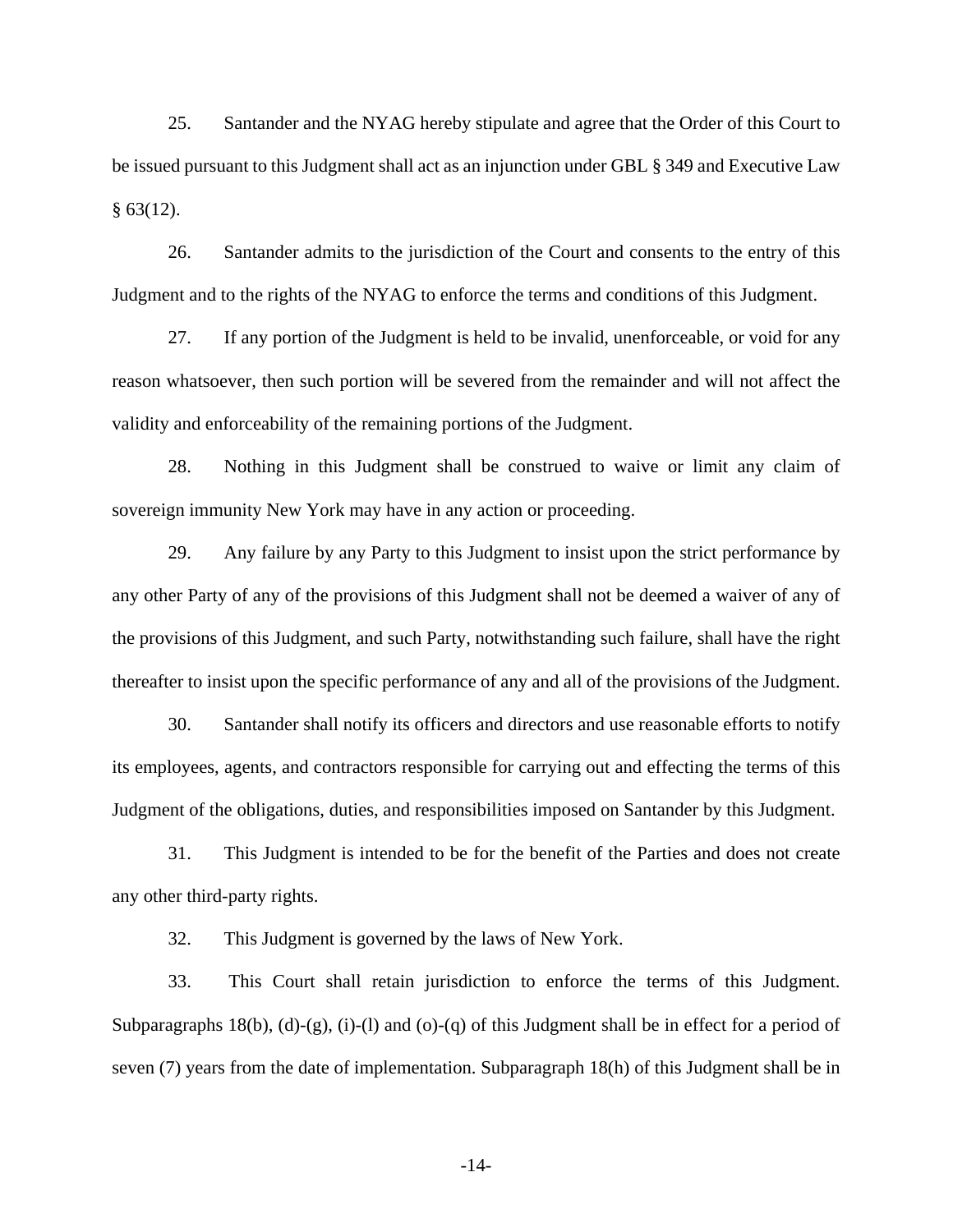25. Santander and the NYAG hereby stipulate and agree that the Order of this Court to be issued pursuant to this Judgment shall act as an injunction under GBL § 349 and Executive Law § 63(12).

26. Santander admits to the jurisdiction of the Court and consents to the entry of this Judgment and to the rights of the NYAG to enforce the terms and conditions of this Judgment.

27. If any portion of the Judgment is held to be invalid, unenforceable, or void for any reason whatsoever, then such portion will be severed from the remainder and will not affect the validity and enforceability of the remaining portions of the Judgment.

28. Nothing in this Judgment shall be construed to waive or limit any claim of sovereign immunity New York may have in any action or proceeding.

29. Any failure by any Party to this Judgment to insist upon the strict performance by any other Party of any of the provisions of this Judgment shall not be deemed a waiver of any of the provisions of this Judgment, and such Party, notwithstanding such failure, shall have the right thereafter to insist upon the specific performance of any and all of the provisions of the Judgment.

30. Santander shall notify its officers and directors and use reasonable efforts to notify its employees, agents, and contractors responsible for carrying out and effecting the terms of this Judgment of the obligations, duties, and responsibilities imposed on Santander by this Judgment.

31. This Judgment is intended to be for the benefit of the Parties and does not create any other third-party rights.

32. This Judgment is governed by the laws of New York.

33. This Court shall retain jurisdiction to enforce the terms of this Judgment. Subparagraphs 18(b), (d)-(g), (i)-(l) and (o)-(q) of this Judgment shall be in effect for a period of seven (7) years from the date of implementation. Subparagraph 18(h) of this Judgment shall be in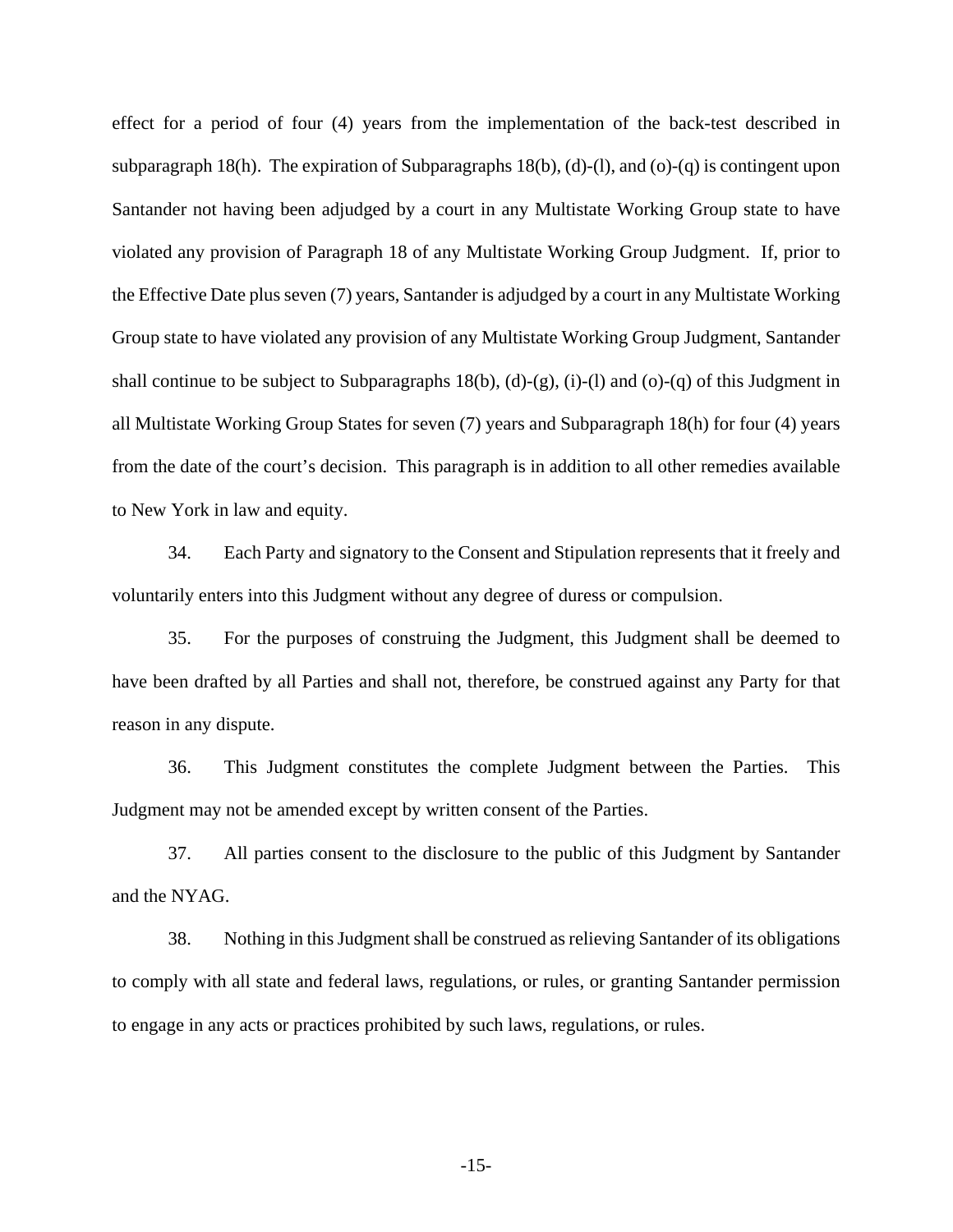effect for a period of four (4) years from the implementation of the back-test described in subparagraph 18(h). The expiration of Subparagraphs 18(b), (d)-(l), and (o)-(q) is contingent upon Santander not having been adjudged by a court in any Multistate Working Group state to have violated any provision of Paragraph 18 of any Multistate Working Group Judgment. If, prior to the Effective Date plus seven (7) years, Santander is adjudged by a court in any Multistate Working Group state to have violated any provision of any Multistate Working Group Judgment, Santander shall continue to be subject to Subparagraphs 18(b), (d)-(g), (i)-(l) and (o)-(q) of this Judgment in all Multistate Working Group States for seven (7) years and Subparagraph 18(h) for four (4) years from the date of the court's decision. This paragraph is in addition to all other remedies available to New York in law and equity.

34. Each Party and signatory to the Consent and Stipulation represents that it freely and voluntarily enters into this Judgment without any degree of duress or compulsion.

35. For the purposes of construing the Judgment, this Judgment shall be deemed to have been drafted by all Parties and shall not, therefore, be construed against any Party for that reason in any dispute.

36. This Judgment constitutes the complete Judgment between the Parties. This Judgment may not be amended except by written consent of the Parties.

37. All parties consent to the disclosure to the public of this Judgment by Santander and the NYAG.

38. Nothing in this Judgment shall be construed as relieving Santander of its obligations to comply with all state and federal laws, regulations, or rules, or granting Santander permission to engage in any acts or practices prohibited by such laws, regulations, or rules.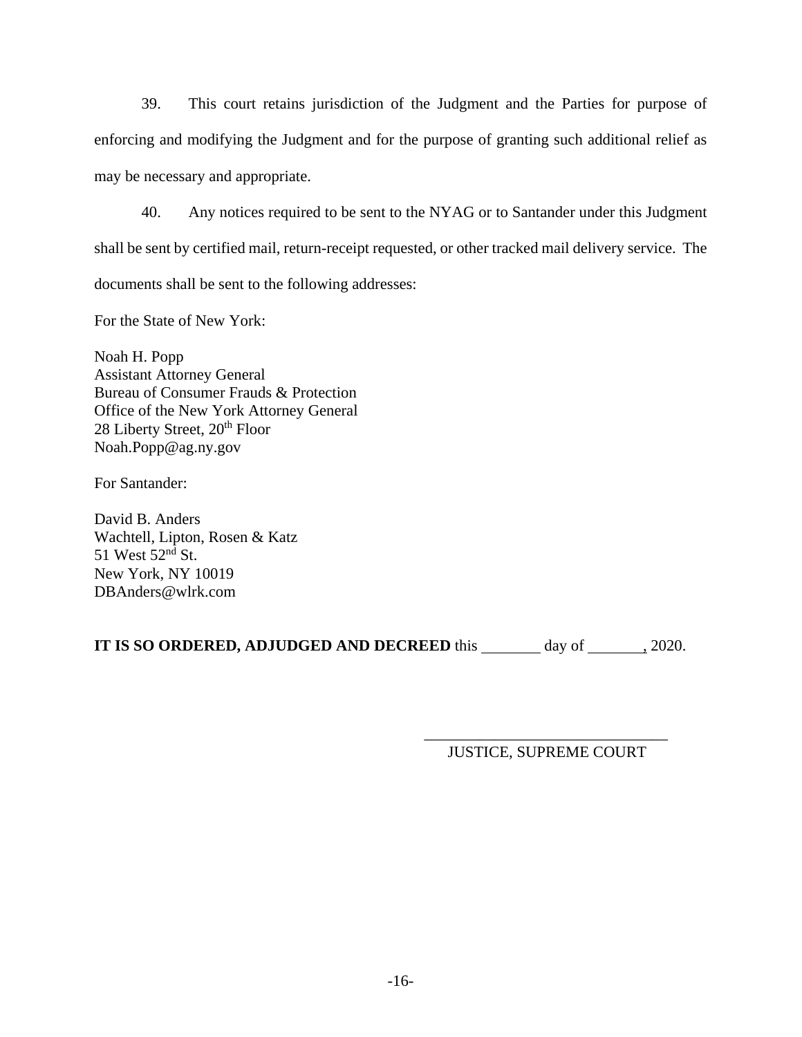39. This court retains jurisdiction of the Judgment and the Parties for purpose of enforcing and modifying the Judgment and for the purpose of granting such additional relief as may be necessary and appropriate.

40. Any notices required to be sent to the NYAG or to Santander under this Judgment shall be sent by certified mail, return-receipt requested, or other tracked mail delivery service. The documents shall be sent to the following addresses:

For the State of New York:

Noah H. Popp
Assistant Attorney General
Bureau of Consumer Frauds & Protection
Office of the New York Attorney General
28 Liberty Street, 20th Floor
Noah.Popp@ag.ny.gov

For Santander:

David B. Anders
Wachtell, Lipton, Rosen & Katz
51 West 52nd St.
New York, NY 10019
DBAnders@wlrk.com

**IT IS SO ORDERED, ADJUDGED AND DECREED** this ________ day of _______, 2020.

_______________________________
JUSTICE, SUPREME COURT